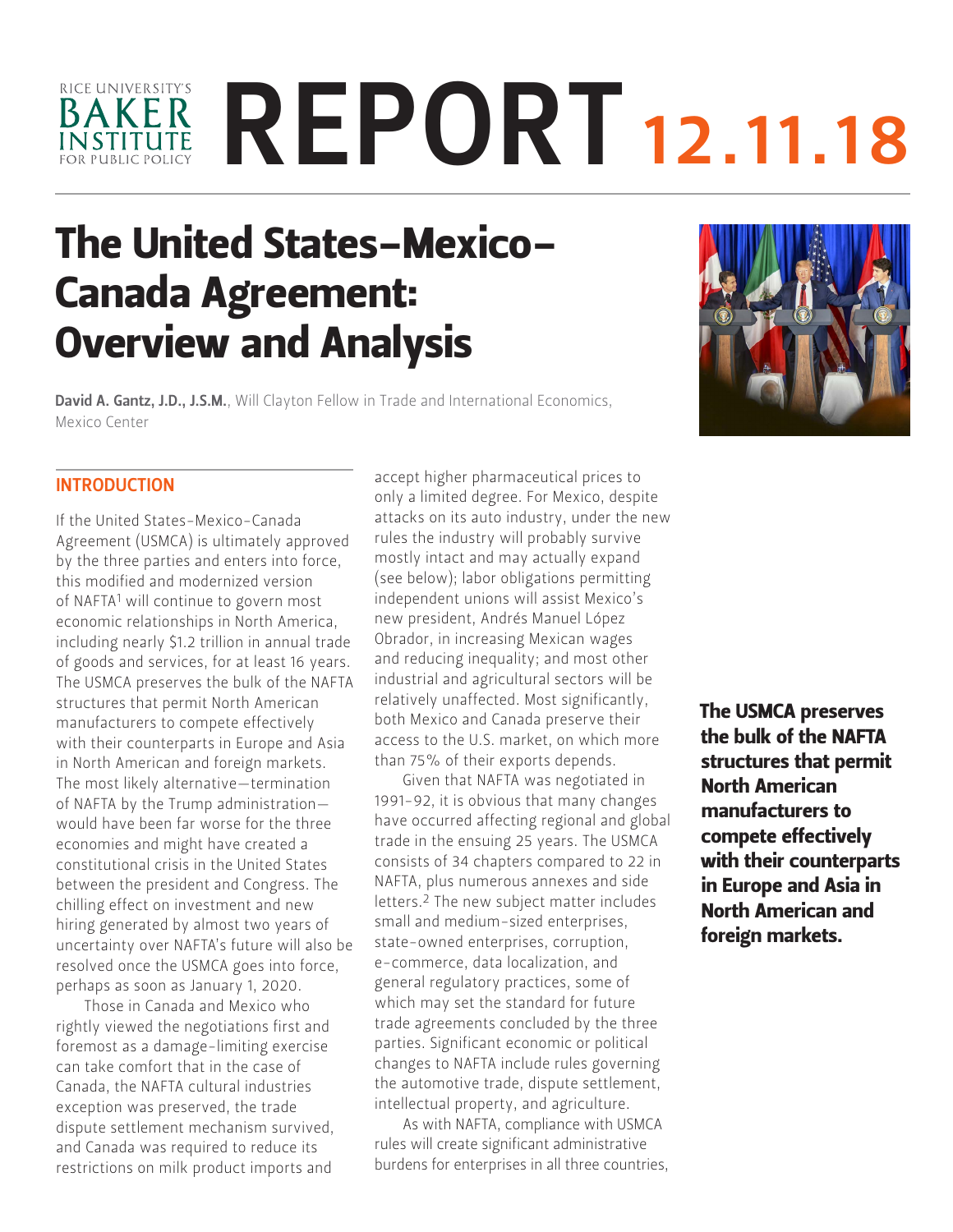RICE UNIVERSITY'S BAKER INSTITUTE FOR PUBLIC POLICY

# REPORT 12.11.18

# The United States–Mexico–Canada Agreement: Overview and Analysis

**David A. Gantz, J.D., J.S.M.**, Will Clayton Fellow in Trade and International Economics, Mexico Center

## INTRODUCTION

If the United States-Mexico-Canada Agreement (USMCA) is ultimately approved by the three parties and enters into force, this modified and modernized version of NAFTA[1] will continue to govern most economic relationships in North America, including nearly $1.2 trillion in annual trade of goods and services, for at least 16 years. The USMCA preserves the bulk of the NAFTA structures that permit North American manufacturers to compete effectively with their counterparts in Europe and Asia in North American and foreign markets. The most likely alternative—termination of NAFTA by the Trump administration—would have been far worse for the three economies and might have created a constitutional crisis in the United States between the president and Congress. The chilling effect on investment and new hiring generated by almost two years of uncertainty over NAFTA's future will also be resolved once the USMCA goes into force, perhaps as soon as January 1, 2020.

Those in Canada and Mexico who rightly viewed the negotiations first and foremost as a damage-limiting exercise can take comfort that in the case of Canada, the NAFTA cultural industries exception was preserved, the trade dispute settlement mechanism survived, and Canada was required to reduce its restrictions on milk product imports and accept higher pharmaceutical prices to only a limited degree. For Mexico, despite attacks on its auto industry, under the new rules the industry will probably survive mostly intact and may actually expand (see below); labor obligations permitting independent unions will assist Mexico's new president, Andrés Manuel López Obrador, in increasing Mexican wages and reducing inequality; and most other industrial and agricultural sectors will be relatively unaffected. Most significantly, both Mexico and Canada preserve their access to the U.S. market, on which more than 75% of their exports depends.

Given that NAFTA was negotiated in 1991–92, it is obvious that many changes have occurred affecting regional and global trade in the ensuing 25 years. The USMCA consists of 34 chapters compared to 22 in NAFTA, plus numerous annexes and side letters.[2] The new subject matter includes small and medium-sized enterprises, state-owned enterprises, corruption, e-commerce, data localization, and general regulatory practices, some of which may set the standard for future trade agreements concluded by the three parties. Significant economic or political changes to NAFTA include rules governing the automotive trade, dispute settlement, intellectual property, and agriculture.

As with NAFTA, compliance with USMCA rules will create significant administrative burdens for enterprises in all three countries,

**The USMCA preserves the bulk of the NAFTA structures that permit North American manufacturers to compete effectively with their counterparts in Europe and Asia in North American and foreign markets.**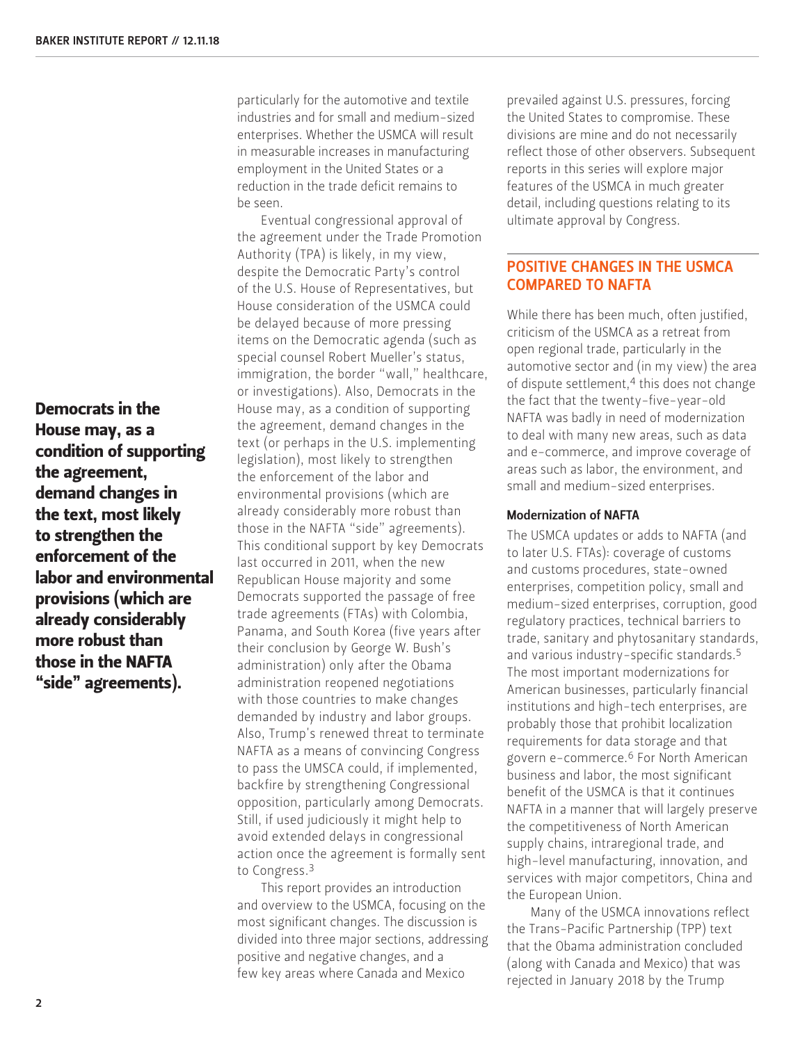particularly for the automotive and textile industries and for small and medium-sized enterprises. Whether the USMCA will result in measurable increases in manufacturing employment in the United States or a reduction in the trade deficit remains to be seen.

Eventual congressional approval of the agreement under the Trade Promotion Authority (TPA) is likely, in my view, despite the Democratic Party's control of the U.S. House of Representatives, but House consideration of the USMCA could be delayed because of more pressing items on the Democratic agenda (such as special counsel Robert Mueller's status, immigration, the border "wall," healthcare, or investigations). Also, Democrats in the House may, as a condition of supporting the agreement, demand changes in the text (or perhaps in the U.S. implementing legislation), most likely to strengthen the enforcement of the labor and environmental provisions (which are already considerably more robust than those in the NAFTA "side" agreements). This conditional support by key Democrats last occurred in 2011, when the new Republican House majority and some Democrats supported the passage of free trade agreements (FTAs) with Colombia, Panama, and South Korea (five years after their conclusion by George W. Bush's administration) only after the Obama administration reopened negotiations with those countries to make changes demanded by industry and labor groups. Also, Trump's renewed threat to terminate NAFTA as a means of convincing Congress to pass the UMSCA could, if implemented, backfire by strengthening Congressional opposition, particularly among Democrats. Still, if used judiciously it might help to avoid extended delays in congressional action once the agreement is formally sent to Congress.[3]

**Democrats in the House may, as a condition of supporting the agreement, demand changes in the text, most likely to strengthen the enforcement of the labor and environmental provisions (which are already considerably more robust than those in the NAFTA "side" agreements).**

This report provides an introduction and overview to the USMCA, focusing on the most significant changes. The discussion is divided into three major sections, addressing positive and negative changes, and a few key areas where Canada and Mexico prevailed against U.S. pressures, forcing the United States to compromise. These divisions are mine and do not necessarily reflect those of other observers. Subsequent reports in this series will explore major features of the USMCA in much greater detail, including questions relating to its ultimate approval by Congress.

## POSITIVE CHANGES IN THE USMCA COMPARED TO NAFTA

While there has been much, often justified, criticism of the USMCA as a retreat from open regional trade, particularly in the automotive sector and (in my view) the area of dispute settlement,[4] this does not change the fact that the twenty-five-year-old NAFTA was badly in need of modernization to deal with many new areas, such as data and e-commerce, and improve coverage of areas such as labor, the environment, and small and medium-sized enterprises.

### Modernization of NAFTA

The USMCA updates or adds to NAFTA (and to later U.S. FTAs): coverage of customs and customs procedures, state-owned enterprises, competition policy, small and medium-sized enterprises, corruption, good regulatory practices, technical barriers to trade, sanitary and phytosanitary standards, and various industry-specific standards.[5] The most important modernizations for American businesses, particularly financial institutions and high-tech enterprises, are probably those that prohibit localization requirements for data storage and that govern e-commerce.[6] For North American business and labor, the most significant benefit of the USMCA is that it continues NAFTA in a manner that will largely preserve the competitiveness of North American supply chains, intraregional trade, and high-level manufacturing, innovation, and services with major competitors, China and the European Union.

Many of the USMCA innovations reflect the Trans-Pacific Partnership (TPP) text that the Obama administration concluded (along with Canada and Mexico) that was rejected in January 2018 by the Trump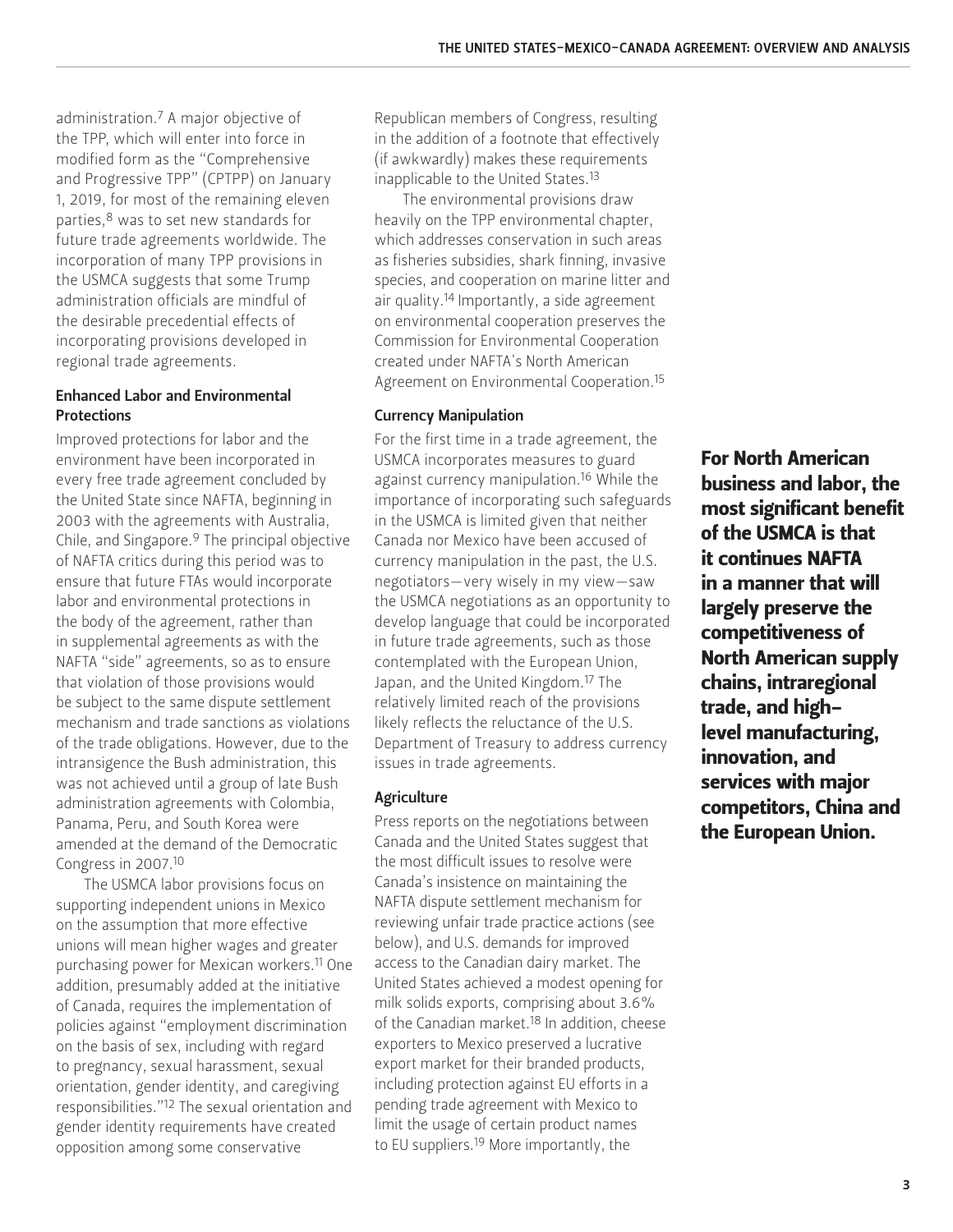administration.[7] A major objective of the TPP, which will enter into force in modified form as the "Comprehensive and Progressive TPP" (CPTPP) on January 1, 2019, for most of the remaining eleven parties,[8] was to set new standards for future trade agreements worldwide. The incorporation of many TPP provisions in the USMCA suggests that some Trump administration officials are mindful of the desirable precedential effects of incorporating provisions developed in regional trade agreements.

### Enhanced Labor and Environmental Protections

Improved protections for labor and the environment have been incorporated in every free trade agreement concluded by the United State since NAFTA, beginning in 2003 with the agreements with Australia, Chile, and Singapore.[9] The principal objective of NAFTA critics during this period was to ensure that future FTAs would incorporate labor and environmental protections in the body of the agreement, rather than in supplemental agreements as with the NAFTA "side" agreements, so as to ensure that violation of those provisions would be subject to the same dispute settlement mechanism and trade sanctions as violations of the trade obligations. However, due to the intransigence the Bush administration, this was not achieved until a group of late Bush administration agreements with Colombia, Panama, Peru, and South Korea were amended at the demand of the Democratic Congress in 2007.[10]

The USMCA labor provisions focus on supporting independent unions in Mexico on the assumption that more effective unions will mean higher wages and greater purchasing power for Mexican workers.[11] One addition, presumably added at the initiative of Canada, requires the implementation of policies against "employment discrimination on the basis of sex, including with regard to pregnancy, sexual harassment, sexual orientation, gender identity, and caregiving responsibilities."[12] The sexual orientation and gender identity requirements have created opposition among some conservative Republican members of Congress, resulting in the addition of a footnote that effectively (if awkwardly) makes these requirements inapplicable to the United States.[13]

The environmental provisions draw heavily on the TPP environmental chapter, which addresses conservation in such areas as fisheries subsidies, shark finning, invasive species, and cooperation on marine litter and air quality.[14] Importantly, a side agreement on environmental cooperation preserves the Commission for Environmental Cooperation created under NAFTA's North American Agreement on Environmental Cooperation.[15]

### Currency Manipulation

For the first time in a trade agreement, the USMCA incorporates measures to guard against currency manipulation.[16] While the importance of incorporating such safeguards in the USMCA is limited given that neither Canada nor Mexico have been accused of currency manipulation in the past, the U.S. negotiators—very wisely in my view—saw the USMCA negotiations as an opportunity to develop language that could be incorporated in future trade agreements, such as those contemplated with the European Union, Japan, and the United Kingdom.[17] The relatively limited reach of the provisions likely reflects the reluctance of the U.S. Department of Treasury to address currency issues in trade agreements.

### Agriculture

Press reports on the negotiations between Canada and the United States suggest that the most difficult issues to resolve were Canada's insistence on maintaining the NAFTA dispute settlement mechanism for reviewing unfair trade practice actions (see below), and U.S. demands for improved access to the Canadian dairy market. The United States achieved a modest opening for milk solids exports, comprising about 3.6% of the Canadian market.[18] In addition, cheese exporters to Mexico preserved a lucrative export market for their branded products, including protection against EU efforts in a pending trade agreement with Mexico to limit the usage of certain product names to EU suppliers.[19] More importantly, the

**For North American business and labor, the most significant benefit of the USMCA is that it continues NAFTA in a manner that will largely preserve the competitiveness of North American supply chains, intraregional trade, and high-level manufacturing, innovation, and services with major competitors, China and the European Union.**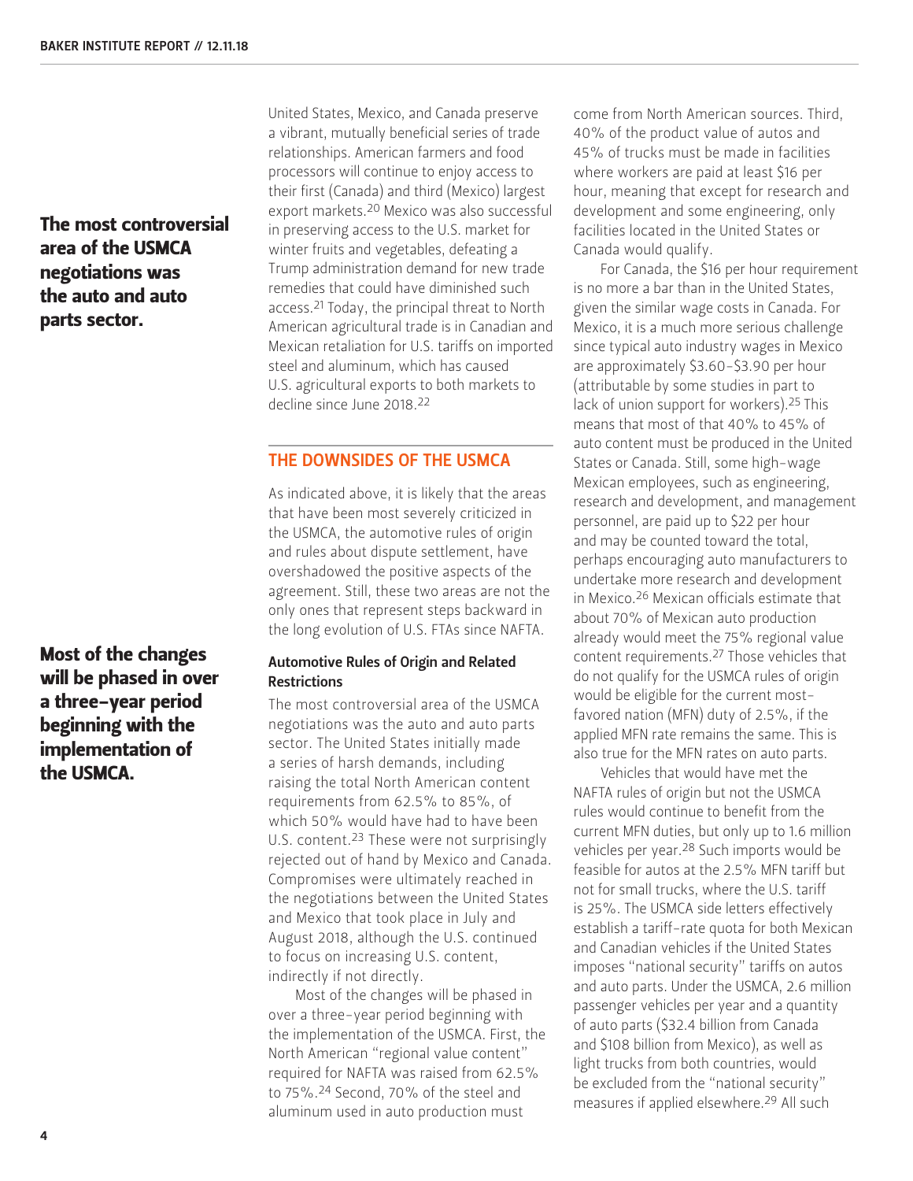United States, Mexico, and Canada preserve a vibrant, mutually beneficial series of trade relationships. American farmers and food processors will continue to enjoy access to their first (Canada) and third (Mexico) largest export markets.[20] Mexico was also successful in preserving access to the U.S. market for winter fruits and vegetables, defeating a Trump administration demand for new trade remedies that could have diminished such access.[21] Today, the principal threat to North American agricultural trade is in Canadian and Mexican retaliation for U.S. tariffs on imported steel and aluminum, which has caused U.S. agricultural exports to both markets to decline since June 2018.[22]

## THE DOWNSIDES OF THE USMCA

As indicated above, it is likely that the areas that have been most severely criticized in the USMCA, the automotive rules of origin and rules about dispute settlement, have overshadowed the positive aspects of the agreement. Still, these two areas are not the only ones that represent steps backward in the long evolution of U.S. FTAs since NAFTA.

### Automotive Rules of Origin and Related Restrictions

The most controversial area of the USMCA negotiations was the auto and auto parts sector. The United States initially made a series of harsh demands, including raising the total North American content requirements from 62.5% to 85%, of which 50% would have had to have been U.S. content.[23] These were not surprisingly rejected out of hand by Mexico and Canada. Compromises were ultimately reached in the negotiations between the United States and Mexico that took place in July and August 2018, although the U.S. continued to focus on increasing U.S. content, indirectly if not directly.

Most of the changes will be phased in over a three-year period beginning with the implementation of the USMCA. First, the North American "regional value content" required for NAFTA was raised from 62.5% to 75%.[24] Second, 70% of the steel and aluminum used in auto production must come from North American sources. Third, 40% of the product value of autos and 45% of trucks must be made in facilities where workers are paid at least $16 per hour, meaning that except for research and development and some engineering, only facilities located in the United States or Canada would qualify.

For Canada, the $16 per hour requirement is no more a bar than in the United States, given the similar wage costs in Canada. For Mexico, it is a much more serious challenge since typical auto industry wages in Mexico are approximately $3.60–$3.90 per hour (attributable by some studies in part to lack of union support for workers).[25] This means that most of that 40% to 45% of auto content must be produced in the United States or Canada. Still, some high-wage Mexican employees, such as engineering, research and development, and management personnel, are paid up to $22 per hour and may be counted toward the total, perhaps encouraging auto manufacturers to undertake more research and development in Mexico.[26] Mexican officials estimate that about 70% of Mexican auto production already would meet the 75% regional value content requirements.[27] Those vehicles that do not qualify for the USMCA rules of origin would be eligible for the current most-favored nation (MFN) duty of 2.5%, if the applied MFN rate remains the same. This is also true for the MFN rates on auto parts.

Vehicles that would have met the NAFTA rules of origin but not the USMCA rules would continue to benefit from the current MFN duties, but only up to 1.6 million vehicles per year.[28] Such imports would be feasible for autos at the 2.5% MFN tariff but not for small trucks, where the U.S. tariff is 25%. The USMCA side letters effectively establish a tariff-rate quota for both Mexican and Canadian vehicles if the United States imposes "national security" tariffs on autos and auto parts. Under the USMCA, 2.6 million passenger vehicles per year and a quantity of auto parts ($32.4 billion from Canada and $108 billion from Mexico), as well as light trucks from both countries, would be excluded from the "national security" measures if applied elsewhere.[29] All such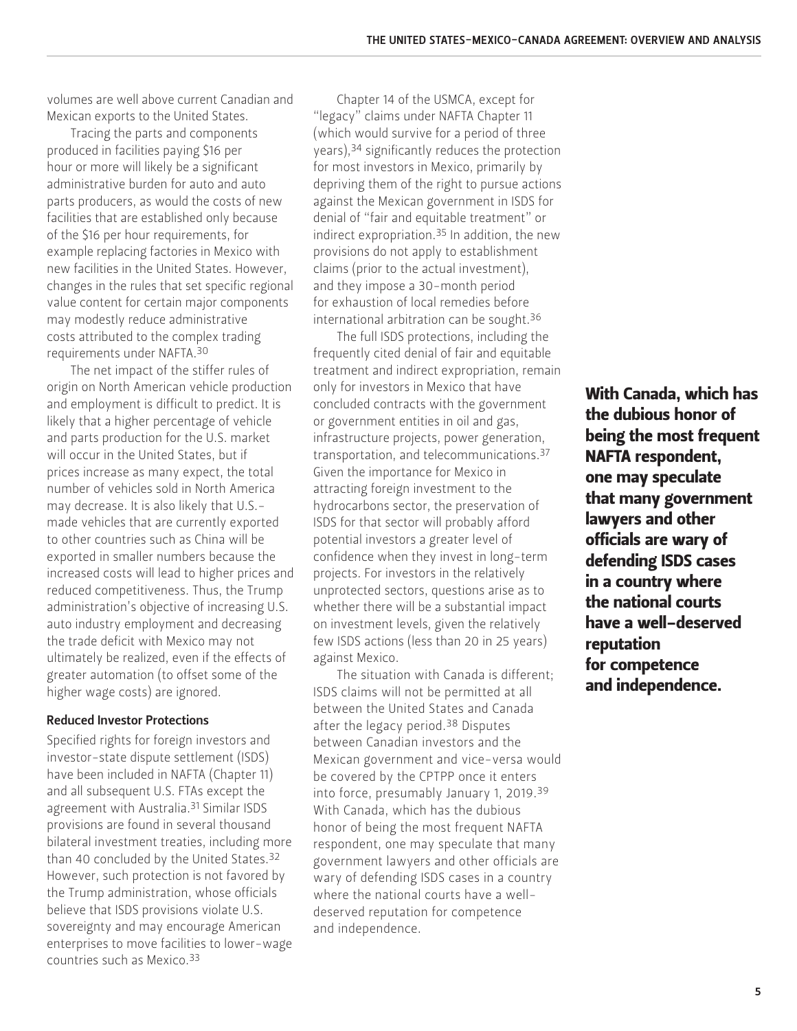volumes are well above current Canadian and Mexican exports to the United States.

Tracing the parts and components produced in facilities paying $16 per hour or more will likely be a significant administrative burden for auto and auto parts producers, as would the costs of new facilities that are established only because of the $16 per hour requirements, for example replacing factories in Mexico with new facilities in the United States. However, changes in the rules that set specific regional value content for certain major components may modestly reduce administrative costs attributed to the complex trading requirements under NAFTA.[30]

The net impact of the stiffer rules of origin on North American vehicle production and employment is difficult to predict. It is likely that a higher percentage of vehicle and parts production for the U.S. market will occur in the United States, but if prices increase as many expect, the total number of vehicles sold in North America may decrease. It is also likely that U.S.-made vehicles that are currently exported to other countries such as China will be exported in smaller numbers because the increased costs will lead to higher prices and reduced competitiveness. Thus, the Trump administration's objective of increasing U.S. auto industry employment and decreasing the trade deficit with Mexico may not ultimately be realized, even if the effects of greater automation (to offset some of the higher wage costs) are ignored.

### Reduced Investor Protections

Specified rights for foreign investors and investor-state dispute settlement (ISDS) have been included in NAFTA (Chapter 11) and all subsequent U.S. FTAs except the agreement with Australia.[31] Similar ISDS provisions are found in several thousand bilateral investment treaties, including more than 40 concluded by the United States.[32] However, such protection is not favored by the Trump administration, whose officials believe that ISDS provisions violate U.S. sovereignty and may encourage American enterprises to move facilities to lower-wage countries such as Mexico.[33]

Chapter 14 of the USMCA, except for "legacy" claims under NAFTA Chapter 11 (which would survive for a period of three years),[34] significantly reduces the protection for most investors in Mexico, primarily by depriving them of the right to pursue actions against the Mexican government in ISDS for denial of "fair and equitable treatment" or indirect expropriation.[35] In addition, the new provisions do not apply to establishment claims (prior to the actual investment), and they impose a 30-month period for exhaustion of local remedies before international arbitration can be sought.[36]

The full ISDS protections, including the frequently cited denial of fair and equitable treatment and indirect expropriation, remain only for investors in Mexico that have concluded contracts with the government or government entities in oil and gas, infrastructure projects, power generation, transportation, and telecommunications.[37] Given the importance for Mexico in attracting foreign investment to the hydrocarbons sector, the preservation of ISDS for that sector will probably afford potential investors a greater level of confidence when they invest in long-term projects. For investors in the relatively unprotected sectors, questions arise as to whether there will be a substantial impact on investment levels, given the relatively few ISDS actions (less than 20 in 25 years) against Mexico.

The situation with Canada is different; ISDS claims will not be permitted at all between the United States and Canada after the legacy period.[38] Disputes between Canadian investors and the Mexican government and vice-versa would be covered by the CPTPP once it enters into force, presumably January 1, 2019.[39] With Canada, which has the dubious honor of being the most frequent NAFTA respondent, one may speculate that many government lawyers and other officials are wary of defending ISDS cases in a country where the national courts have a well-deserved reputation for competence and independence.

**With Canada, which has the dubious honor of being the most frequent NAFTA respondent, one may speculate that many government lawyers and other officials are wary of defending ISDS cases in a country where the national courts have a well-deserved reputation for competence and independence.**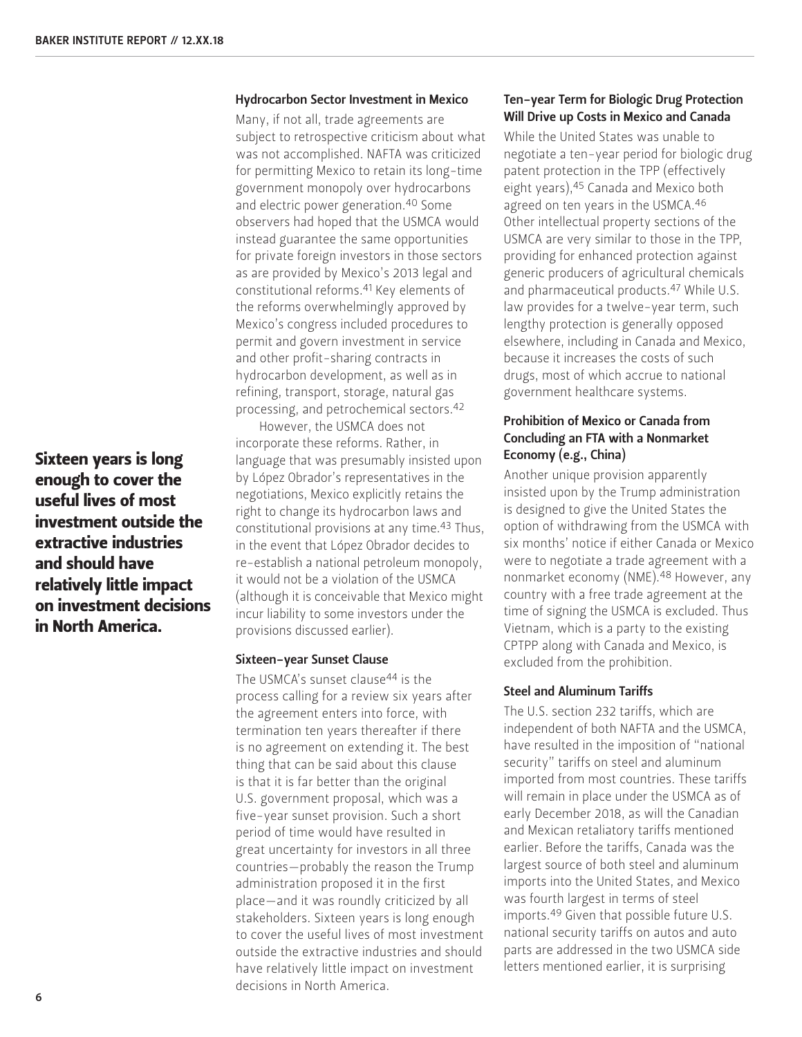### Hydrocarbon Sector Investment in Mexico

Many, if not all, trade agreements are subject to retrospective criticism about what was not accomplished. NAFTA was criticized for permitting Mexico to retain its long-time government monopoly over hydrocarbons and electric power generation.[40] Some observers had hoped that the USMCA would instead guarantee the same opportunities for private foreign investors in those sectors as are provided by Mexico's 2013 legal and constitutional reforms.[41] Key elements of the reforms overwhelmingly approved by Mexico's congress included procedures to permit and govern investment in service and other profit-sharing contracts in hydrocarbon development, as well as in refining, transport, storage, natural gas processing, and petrochemical sectors.[42]

However, the USMCA does not incorporate these reforms. Rather, in language that was presumably insisted upon by López Obrador's representatives in the negotiations, Mexico explicitly retains the right to change its hydrocarbon laws and constitutional provisions at any time.[43] Thus, in the event that López Obrador decides to re-establish a national petroleum monopoly, it would not be a violation of the USMCA (although it is conceivable that Mexico might incur liability to some investors under the provisions discussed earlier).

### Sixteen-year Sunset Clause

The USMCA's sunset clause[44] is the process calling for a review six years after the agreement enters into force, with termination ten years thereafter if there is no agreement on extending it. The best thing that can be said about this clause is that it is far better than the original U.S. government proposal, which was a five-year sunset provision. Such a short period of time would have resulted in great uncertainty for investors in all three countries—probably the reason the Trump administration proposed it in the first place—and it was roundly criticized by all stakeholders. Sixteen years is long enough to cover the useful lives of most investment outside the extractive industries and should have relatively little impact on investment decisions in North America.

**Sixteen years is long enough to cover the useful lives of most investment outside the extractive industries and should have relatively little impact on investment decisions in North America.**

### Ten-year Term for Biologic Drug Protection Will Drive up Costs in Mexico and Canada

While the United States was unable to negotiate a ten-year period for biologic drug patent protection in the TPP (effectively eight years),[45] Canada and Mexico both agreed on ten years in the USMCA.[46] Other intellectual property sections of the USMCA are very similar to those in the TPP, providing for enhanced protection against generic producers of agricultural chemicals and pharmaceutical products.[47] While U.S. law provides for a twelve-year term, such lengthy protection is generally opposed elsewhere, including in Canada and Mexico, because it increases the costs of such drugs, most of which accrue to national government healthcare systems.

### Prohibition of Mexico or Canada from Concluding an FTA with a Nonmarket Economy (e.g., China)

Another unique provision apparently insisted upon by the Trump administration is designed to give the United States the option of withdrawing from the USMCA with six months' notice if either Canada or Mexico were to negotiate a trade agreement with a nonmarket economy (NME).[48] However, any country with a free trade agreement at the time of signing the USMCA is excluded. Thus Vietnam, which is a party to the existing CPTPP along with Canada and Mexico, is excluded from the prohibition.

### Steel and Aluminum Tariffs

The U.S. section 232 tariffs, which are independent of both NAFTA and the USMCA, have resulted in the imposition of "national security" tariffs on steel and aluminum imported from most countries. These tariffs will remain in place under the USMCA as of early December 2018, as will the Canadian and Mexican retaliatory tariffs mentioned earlier. Before the tariffs, Canada was the largest source of both steel and aluminum imports into the United States, and Mexico was fourth largest in terms of steel imports.[49] Given that possible future U.S. national security tariffs on autos and auto parts are addressed in the two USMCA side letters mentioned earlier, it is surprising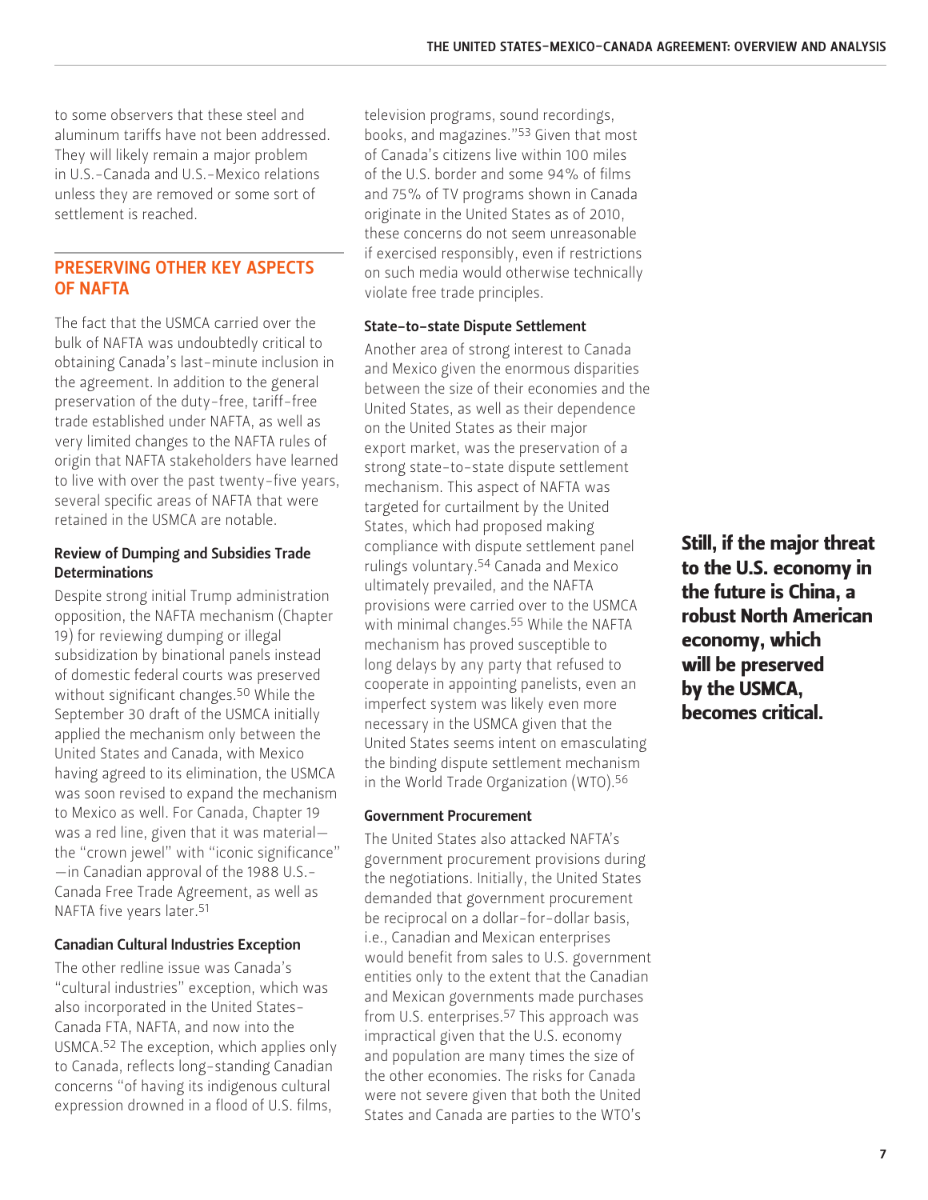to some observers that these steel and aluminum tariffs have not been addressed. They will likely remain a major problem in U.S.-Canada and U.S.-Mexico relations unless they are removed or some sort of settlement is reached.

## PRESERVING OTHER KEY ASPECTS OF NAFTA

The fact that the USMCA carried over the bulk of NAFTA was undoubtedly critical to obtaining Canada's last-minute inclusion in the agreement. In addition to the general preservation of the duty-free, tariff-free trade established under NAFTA, as well as very limited changes to the NAFTA rules of origin that NAFTA stakeholders have learned to live with over the past twenty-five years, several specific areas of NAFTA that were retained in the USMCA are notable.

### Review of Dumping and Subsidies Trade Determinations

Despite strong initial Trump administration opposition, the NAFTA mechanism (Chapter 19) for reviewing dumping or illegal subsidization by binational panels instead of domestic federal courts was preserved without significant changes.[50] While the September 30 draft of the USMCA initially applied the mechanism only between the United States and Canada, with Mexico having agreed to its elimination, the USMCA was soon revised to expand the mechanism to Mexico as well. For Canada, Chapter 19 was a red line, given that it was material—the "crown jewel" with "iconic significance"—in Canadian approval of the 1988 U.S.-Canada Free Trade Agreement, as well as NAFTA five years later.[51]

### Canadian Cultural Industries Exception

The other redline issue was Canada's "cultural industries" exception, which was also incorporated in the United States-Canada FTA, NAFTA, and now into the USMCA.[52] The exception, which applies only to Canada, reflects long-standing Canadian concerns "of having its indigenous cultural expression drowned in a flood of U.S. films, television programs, sound recordings, books, and magazines."[53] Given that most of Canada's citizens live within 100 miles of the U.S. border and some 94% of films and 75% of TV programs shown in Canada originate in the United States as of 2010, these concerns do not seem unreasonable if exercised responsibly, even if restrictions on such media would otherwise technically violate free trade principles.

### State-to-state Dispute Settlement

Another area of strong interest to Canada and Mexico given the enormous disparities between the size of their economies and the United States, as well as their dependence on the United States as their major export market, was the preservation of a strong state-to-state dispute settlement mechanism. This aspect of NAFTA was targeted for curtailment by the United States, which had proposed making compliance with dispute settlement panel rulings voluntary.[54] Canada and Mexico ultimately prevailed, and the NAFTA provisions were carried over to the USMCA with minimal changes.[55] While the NAFTA mechanism has proved susceptible to long delays by any party that refused to cooperate in appointing panelists, even an imperfect system was likely even more necessary in the USMCA given that the United States seems intent on emasculating the binding dispute settlement mechanism in the World Trade Organization (WTO).[56]

**Still, if the major threat to the U.S. economy in the future is China, a robust North American economy, which will be preserved by the USMCA, becomes critical.**

### Government Procurement

The United States also attacked NAFTA's government procurement provisions during the negotiations. Initially, the United States demanded that government procurement be reciprocal on a dollar-for-dollar basis, i.e., Canadian and Mexican enterprises would benefit from sales to U.S. government entities only to the extent that the Canadian and Mexican governments made purchases from U.S. enterprises.[57] This approach was impractical given that the U.S. economy and population are many times the size of the other economies. The risks for Canada were not severe given that both the United States and Canada are parties to the WTO's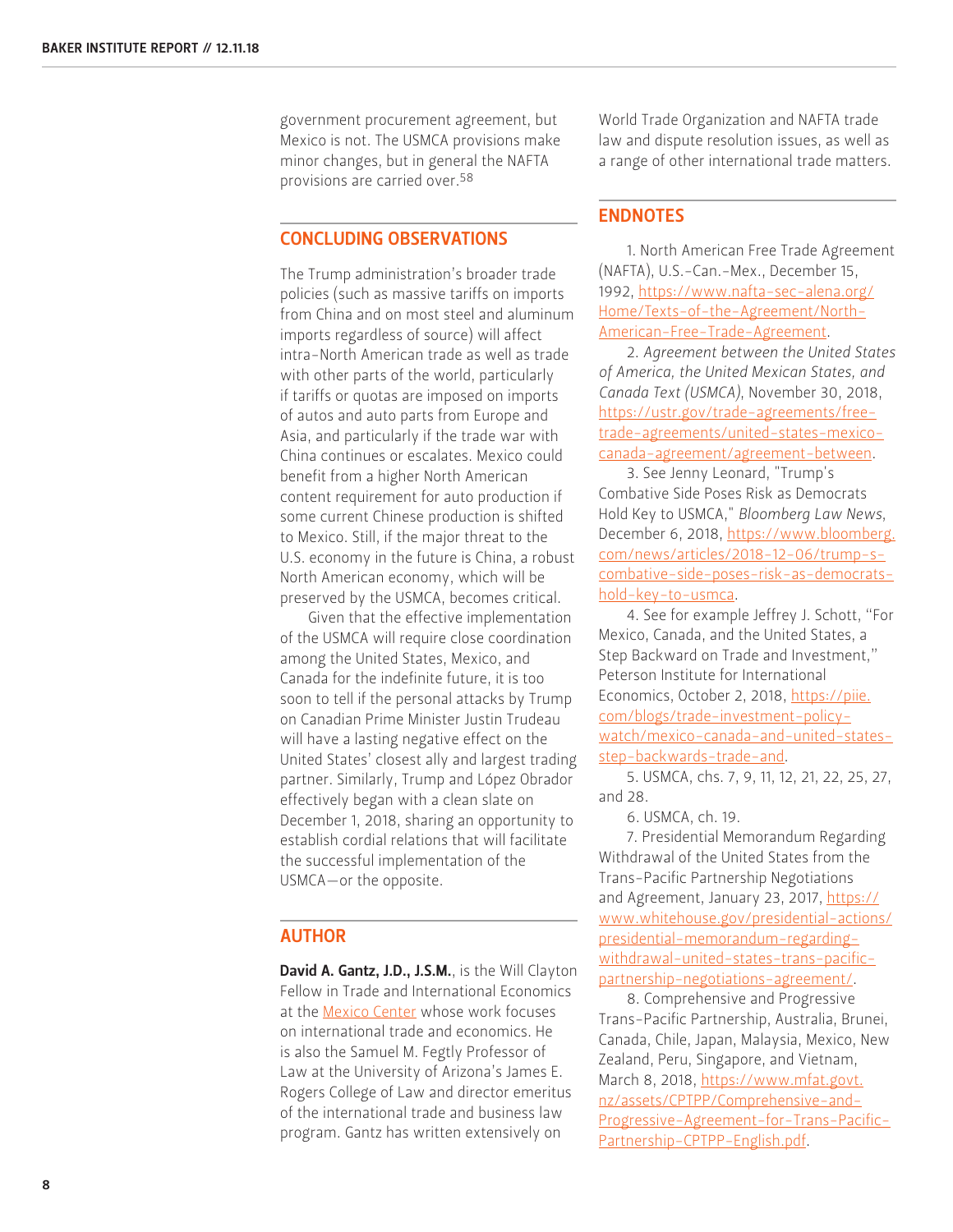government procurement agreement, but Mexico is not. The USMCA provisions make minor changes, but in general the NAFTA provisions are carried over.[58]

## CONCLUDING OBSERVATIONS

The Trump administration's broader trade policies (such as massive tariffs on imports from China and on most steel and aluminum imports regardless of source) will affect intra-North American trade as well as trade with other parts of the world, particularly if tariffs or quotas are imposed on imports of autos and auto parts from Europe and Asia, and particularly if the trade war with China continues or escalates. Mexico could benefit from a higher North American content requirement for auto production if some current Chinese production is shifted to Mexico. Still, if the major threat to the U.S. economy in the future is China, a robust North American economy, which will be preserved by the USMCA, becomes critical.

Given that the effective implementation of the USMCA will require close coordination among the United States, Mexico, and Canada for the indefinite future, it is too soon to tell if the personal attacks by Trump on Canadian Prime Minister Justin Trudeau will have a lasting negative effect on the United States' closest ally and largest trading partner. Similarly, Trump and López Obrador effectively began with a clean slate on December 1, 2018, sharing an opportunity to establish cordial relations that will facilitate the successful implementation of the USMCA—or the opposite.

## AUTHOR

**David A. Gantz, J.D., J.S.M.**, is the Will Clayton Fellow in Trade and International Economics at the Mexico Center whose work focuses on international trade and economics. He is also the Samuel M. Fegtly Professor of Law at the University of Arizona's James E. Rogers College of Law and director emeritus of the international trade and business law program. Gantz has written extensively on World Trade Organization and NAFTA trade law and dispute resolution issues, as well as a range of other international trade matters.

## ENDNOTES

1. North American Free Trade Agreement (NAFTA), U.S.-Can.-Mex., December 15, 1992, https://www.nafta-sec-alena.org/Home/Texts-of-the-Agreement/North-American-Free-Trade-Agreement.

2. *Agreement between the United States of America, the United Mexican States, and Canada Text (USMCA)*, November 30, 2018, https://ustr.gov/trade-agreements/free-trade-agreements/united-states-mexico-canada-agreement/agreement-between.

3. See Jenny Leonard, "Trump's Combative Side Poses Risk as Democrats Hold Key to USMCA," *Bloomberg Law News*, December 6, 2018, https://www.bloomberg.com/news/articles/2018-12-06/trump-s-combative-side-poses-risk-as-democrats-hold-key-to-usmca.

4. See for example Jeffrey J. Schott, "For Mexico, Canada, and the United States, a Step Backward on Trade and Investment," Peterson Institute for International Economics, October 2, 2018, https://piie.com/blogs/trade-investment-policy-watch/mexico-canada-and-united-states-step-backwards-trade-and.

5. USMCA, chs. 7, 9, 11, 12, 21, 22, 25, 27, and 28.

6. USMCA, ch. 19.

7. Presidential Memorandum Regarding Withdrawal of the United States from the Trans-Pacific Partnership Negotiations and Agreement, January 23, 2017, https://www.whitehouse.gov/presidential-actions/presidential-memorandum-regarding-withdrawal-united-states-trans-pacific-partnership-negotiations-agreement/.

8. Comprehensive and Progressive Trans-Pacific Partnership, Australia, Brunei, Canada, Chile, Japan, Malaysia, Mexico, New Zealand, Peru, Singapore, and Vietnam, March 8, 2018, https://www.mfat.govt.nz/assets/CPTPP/Comprehensive-and-Progressive-Agreement-for-Trans-Pacific-Partnership-CPTPP-English.pdf.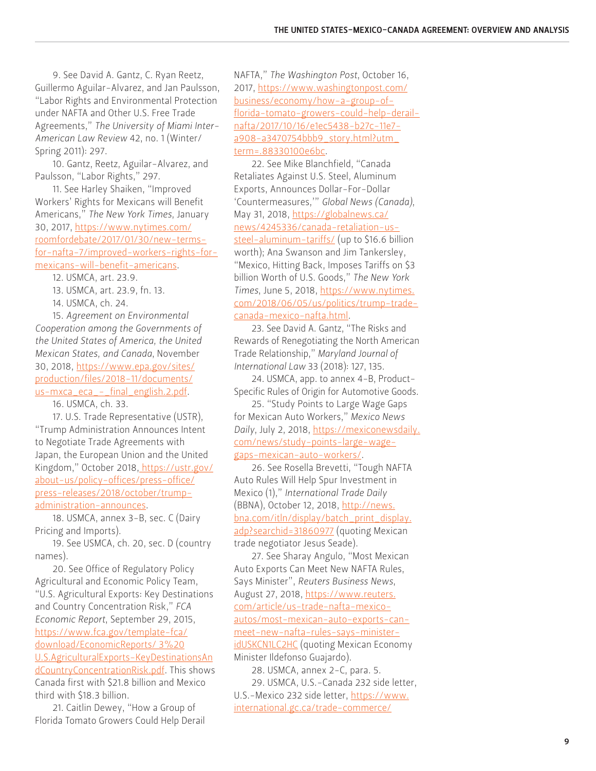9. See David A. Gantz, C. Ryan Reetz, Guillermo Aguilar-Alvarez, and Jan Paulsson, "Labor Rights and Environmental Protection under NAFTA and Other U.S. Free Trade Agreements," *The University of Miami Inter-American Law Review* 42, no. 1 (Winter/Spring 2011): 297.

10. Gantz, Reetz, Aguilar-Alvarez, and Paulsson, "Labor Rights," 297.

11. See Harley Shaiken, "Improved Workers' Rights for Mexicans will Benefit Americans," *The New York Times*, January 30, 2017, https://www.nytimes.com/roomfordebate/2017/01/30/new-terms-for-nafta-7/improved-workers-rights-for-mexicans-will-benefit-americans.

12. USMCA, art. 23.9.

13. USMCA, art. 23.9, fn. 13.

14. USMCA, ch. 24.

15. *Agreement on Environmental Cooperation among the Governments of the United States of America, the United Mexican States, and Canada*, November 30, 2018, https://www.epa.gov/sites/production/files/2018-11/documents/us-mxca_eca_-_final_english.2.pdf.

16. USMCA, ch. 33.

17. U.S. Trade Representative (USTR), "Trump Administration Announces Intent to Negotiate Trade Agreements with Japan, the European Union and the United Kingdom," October 2018, https://ustr.gov/about-us/policy-offices/press-office/press-releases/2018/october/trump-administration-announces.

18. USMCA, annex 3-B, sec. C (Dairy Pricing and Imports).

19. See USMCA, ch. 20, sec. D (country names).

20. See Office of Regulatory Policy Agricultural and Economic Policy Team, "U.S. Agricultural Exports: Key Destinations and Country Concentration Risk," *FCA Economic Report*, September 29, 2015, https://www.fca.gov/template-fca/download/EconomicReports/ 3%20U.S.AgriculturalExports-KeyDestinationsAndCountryConcentrationRisk.pdf. This shows Canada first with $21.8 billion and Mexico third with $18.3 billion.

21. Caitlin Dewey, "How a Group of Florida Tomato Growers Could Help Derail NAFTA," *The Washington Post*, October 16, 2017, https://www.washingtonpost.com/business/economy/how-a-group-of-florida-tomato-growers-could-help-derail-nafta/2017/10/16/e1ec5438-b27c-11e7-a908-a3470754bbb9_story.html?utm_term=.88330100e6bc.

22. See Mike Blanchfield, "Canada Retaliates Against U.S. Steel, Aluminum Exports, Announces Dollar-For-Dollar 'Countermeasures,'" *Global News (Canada)*, May 31, 2018, https://globalnews.ca/news/4245336/canada-retaliation-us-steel-aluminum-tariffs/ (up to $16.6 billion worth); Ana Swanson and Jim Tankersley, "Mexico, Hitting Back, Imposes Tariffs on $3 billion Worth of U.S. Goods," *The New York Times*, June 5, 2018, https://www.nytimes.com/2018/06/05/us/politics/trump-trade-canada-mexico-nafta.html.

23. See David A. Gantz, "The Risks and Rewards of Renegotiating the North American Trade Relationship," *Maryland Journal of International Law* 33 (2018): 127, 135.

24. USMCA, app. to annex 4-B, Product-Specific Rules of Origin for Automotive Goods.

25. "Study Points to Large Wage Gaps for Mexican Auto Workers," *Mexico News Daily*, July 2, 2018, https://mexiconewsdaily.com/news/study-points-large-wage-gaps-mexican-auto-workers/.

26. See Rosella Brevetti, "Tough NAFTA Auto Rules Will Help Spur Investment in Mexico (1)," *International Trade Daily* (BBNA), October 12, 2018, http://news.bna.com/itln/display/batch_print_display.adp?searchid=31860977 (quoting Mexican trade negotiator Jesus Seade).

27. See Sharay Angulo, "Most Mexican Auto Exports Can Meet New NAFTA Rules, Says Minister", *Reuters Business News*, August 27, 2018, https://www.reuters.com/article/us-trade-nafta-mexico-autos/most-mexican-auto-exports-can-meet-new-nafta-rules-says-minister-idUSKCN1LC2HC (quoting Mexican Economy Minister Ildefonso Guajardo).

28. USMCA, annex 2-C, para. 5.

29. USMCA, U.S.-Canada 232 side letter, U.S.-Mexico 232 side letter, https://www.international.gc.ca/trade-commerce/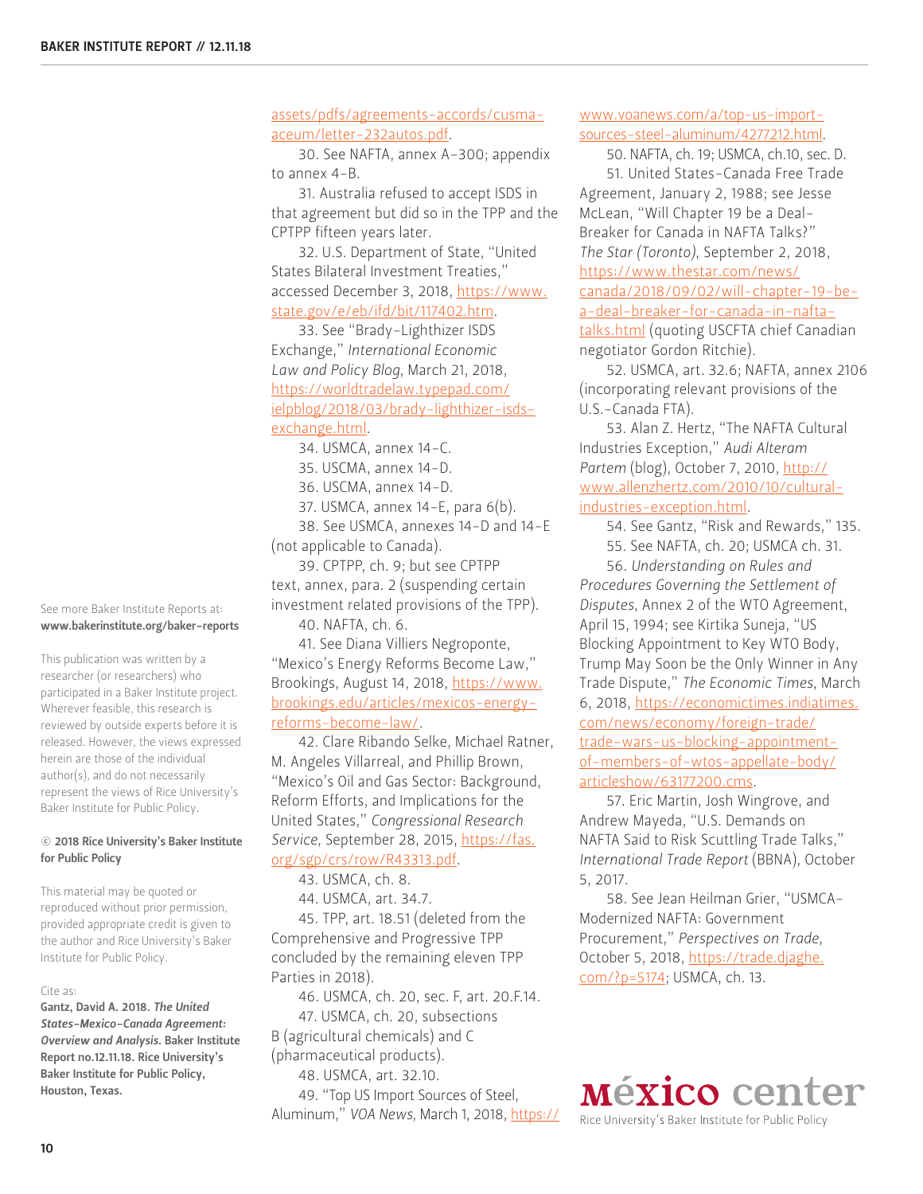assets/pdfs/agreements-accords/cusma-aceum/letter-232autos.pdf.

30. See NAFTA, annex A-300; appendix to annex 4-B.

31. Australia refused to accept ISDS in that agreement but did so in the TPP and the CPTPP fifteen years later.

32. U.S. Department of State, "United States Bilateral Investment Treaties," accessed December 3, 2018, https://www.state.gov/e/eb/ifd/bit/117402.htm.

33. See "Brady-Lighthizer ISDS Exchange," *International Economic Law and Policy Blog*, March 21, 2018, https://worldtradelaw.typepad.com/ielpblog/2018/03/brady-lighthizer-isds-exchange.html.

34. USMCA, annex 14-C.

35. USCMA, annex 14-D.

36. USCMA, annex 14-D.

37. USMCA, annex 14-E, para 6(b).

38. See USMCA, annexes 14-D and 14-E (not applicable to Canada).

39. CPTPP, ch. 9; but see CPTPP text, annex, para. 2 (suspending certain investment related provisions of the TPP).

40. NAFTA, ch. 6.

41. See Diana Villiers Negroponte, "Mexico's Energy Reforms Become Law," Brookings, August 14, 2018, https://www.brookings.edu/articles/mexicos-energy-reforms-become-law/.

42. Clare Ribando Selke, Michael Ratner, M. Angeles Villarreal, and Phillip Brown, "Mexico's Oil and Gas Sector: Background, Reform Efforts, and Implications for the United States," *Congressional Research Service*, September 28, 2015, https://fas.org/sgp/crs/row/R43313.pdf.

43. USMCA, ch. 8.

44. USMCA, art. 34.7.

45. TPP, art. 18.51 (deleted from the Comprehensive and Progressive TPP concluded by the remaining eleven TPP Parties in 2018).

46. USMCA, ch. 20, sec. F, art. 20.F.14.

47. USMCA, ch. 20, subsections B (agricultural chemicals) and C (pharmaceutical products).

48. USMCA, art. 32.10.

49. "Top US Import Sources of Steel, Aluminum," *VOA News*, March 1, 2018, https://www.voanews.com/a/top-us-import-sources-steel-aluminum/4277212.html.

50. NAFTA, ch. 19; USMCA, ch.10, sec. D.

51. United States-Canada Free Trade Agreement, January 2, 1988; see Jesse McLean, "Will Chapter 19 be a Deal-Breaker for Canada in NAFTA Talks?" *The Star (Toronto)*, September 2, 2018, https://www.thestar.com/news/canada/2018/09/02/will-chapter-19-be-a-deal-breaker-for-canada-in-nafta-talks.html (quoting USCFTA chief Canadian negotiator Gordon Ritchie).

52. USMCA, art. 32.6; NAFTA, annex 2106 (incorporating relevant provisions of the U.S.-Canada FTA).

53. Alan Z. Hertz, "The NAFTA Cultural Industries Exception," *Audi Alteram Partem* (blog), October 7, 2010, http://www.allenzhertz.com/2010/10/cultural-industries-exception.html.

54. See Gantz, "Risk and Rewards," 135.

55. See NAFTA, ch. 20; USMCA ch. 31.

56. *Understanding on Rules and Procedures Governing the Settlement of Disputes*, Annex 2 of the WTO Agreement, April 15, 1994; see Kirtika Suneja, "US Blocking Appointment to Key WTO Body, Trump May Soon be the Only Winner in Any Trade Dispute," *The Economic Times*, March 6, 2018, https://economictimes.indiatimes.com/news/economy/foreign-trade/trade-wars-us-blocking-appointment-of-members-of-wtos-appellate-body/articleshow/63177200.cms.

57. Eric Martin, Josh Wingrove, and Andrew Mayeda, "U.S. Demands on NAFTA Said to Risk Scuttling Trade Talks," *International Trade Report* (BBNA), October 5, 2017.

58. See Jean Heilman Grier, "USMCA-Modernized NAFTA: Government Procurement," *Perspectives on Trade*, October 5, 2018, https://trade.djaghe.com/?p=5174; USMCA, ch. 13.

See more Baker Institute Reports at:
**www.bakerinstitute.org/baker-reports**

This publication was written by a researcher (or researchers) who participated in a Baker Institute project. Wherever feasible, this research is reviewed by outside experts before it is released. However, the views expressed herein are those of the individual author(s), and do not necessarily represent the views of Rice University's Baker Institute for Public Policy.

**© 2018 Rice University's Baker Institute for Public Policy**

This material may be quoted or reproduced without prior permission, provided appropriate credit is given to the author and Rice University's Baker Institute for Public Policy.

Cite as:
**Gantz, David A. 2018. *The United States-Mexico-Canada Agreement: Overview and Analysis.* Baker Institute Report no.12.11.18. Rice University's Baker Institute for Public Policy, Houston, Texas.**

México center
Rice University's Baker Institute for Public Policy